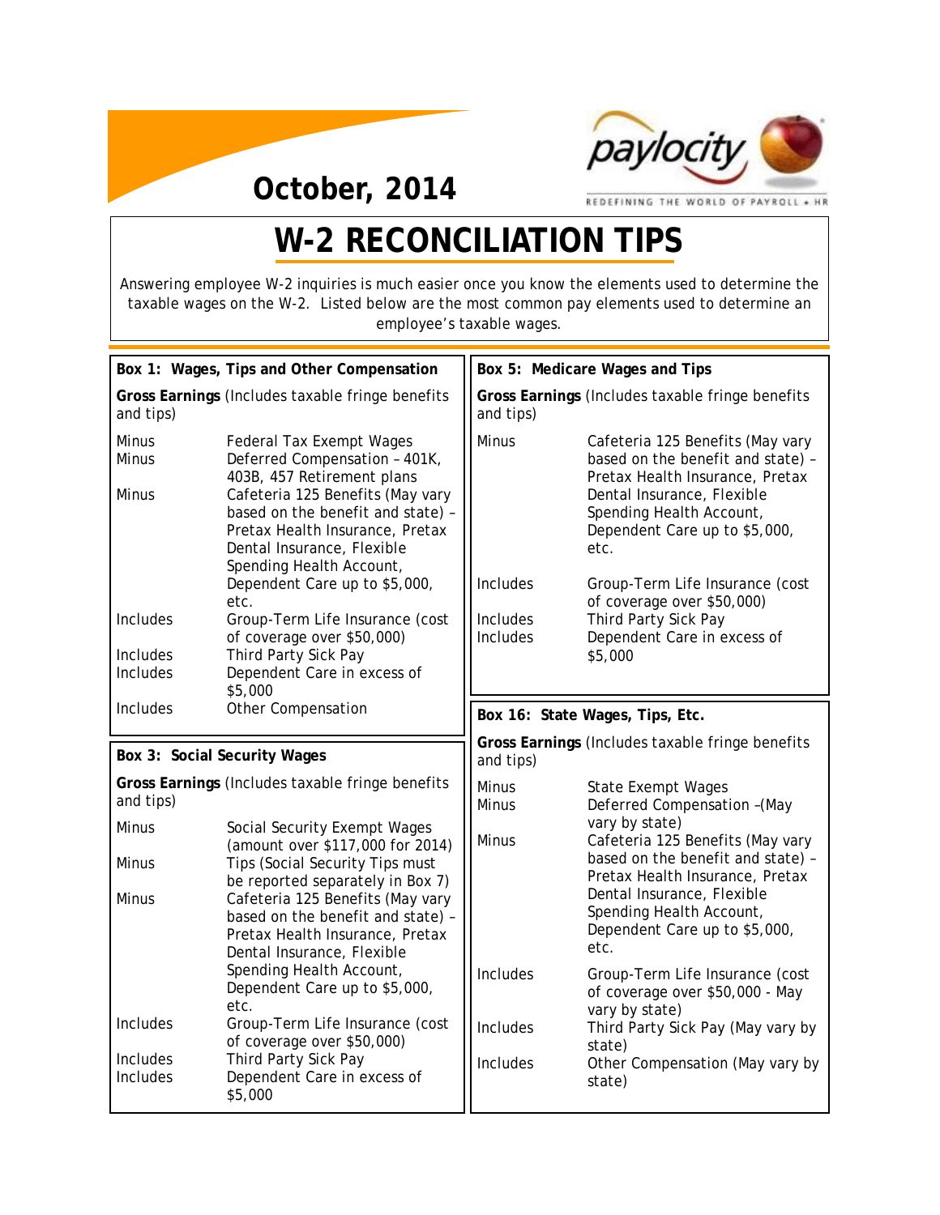October, 2014

# W-2 RECONCILIATION TIPS

Answering employee W-2 inquiries is much easier once you know the elements used to determine the taxable wages on the W-2. Listed below are the most common pay elements used to determine an employee's taxable wages.

### Box 1: Wages, Tips and Other Compensation

**Gross Earnings** (Includes taxable fringe benefits and tips)

| | |
|---|---|
| Minus | Federal Tax Exempt Wages |
| Minus | Deferred Compensation – 401K, 403B, 457 Retirement plans |
| Minus | Cafeteria 125 Benefits (May vary based on the benefit and state) – Pretax Health Insurance, Pretax Dental Insurance, Flexible Spending Health Account, Dependent Care up to $5,000, etc. |
| Includes | Group-Term Life Insurance (cost of coverage over $50,000) |
| Includes | Third Party Sick Pay |
| Includes | Dependent Care in excess of $5,000 |
| Includes | Other Compensation |

### Box 3: Social Security Wages

**Gross Earnings** (Includes taxable fringe benefits and tips)

| | |
|---|---|
| Minus | Social Security Exempt Wages (amount over $117,000 for 2014) |
| Minus | Tips (Social Security Tips must be reported separately in Box 7) |
| Minus | Cafeteria 125 Benefits (May vary based on the benefit and state) – Pretax Health Insurance, Pretax Dental Insurance, Flexible Spending Health Account, Dependent Care up to $5,000, etc. |
| Includes | Group-Term Life Insurance (cost of coverage over $50,000) |
| Includes | Third Party Sick Pay |
| Includes | Dependent Care in excess of $5,000 |

### Box 5: Medicare Wages and Tips

**Gross Earnings** (Includes taxable fringe benefits and tips)

| | |
|---|---|
| Minus | Cafeteria 125 Benefits (May vary based on the benefit and state) – Pretax Health Insurance, Pretax Dental Insurance, Flexible Spending Health Account, Dependent Care up to $5,000, etc. |
| Includes | Group-Term Life Insurance (cost of coverage over $50,000) |
| Includes | Third Party Sick Pay |
| Includes | Dependent Care in excess of $5,000 |

### Box 16: State Wages, Tips, Etc.

**Gross Earnings** (Includes taxable fringe benefits and tips)

| | |
|---|---|
| Minus | State Exempt Wages |
| Minus | Deferred Compensation –(May vary by state) |
| Minus | Cafeteria 125 Benefits (May vary based on the benefit and state) – Pretax Health Insurance, Pretax Dental Insurance, Flexible Spending Health Account, Dependent Care up to $5,000, etc. |
| Includes | Group-Term Life Insurance (cost of coverage over $50,000 - May vary by state) |
| Includes | Third Party Sick Pay (May vary by state) |
| Includes | Other Compensation (May vary by state) |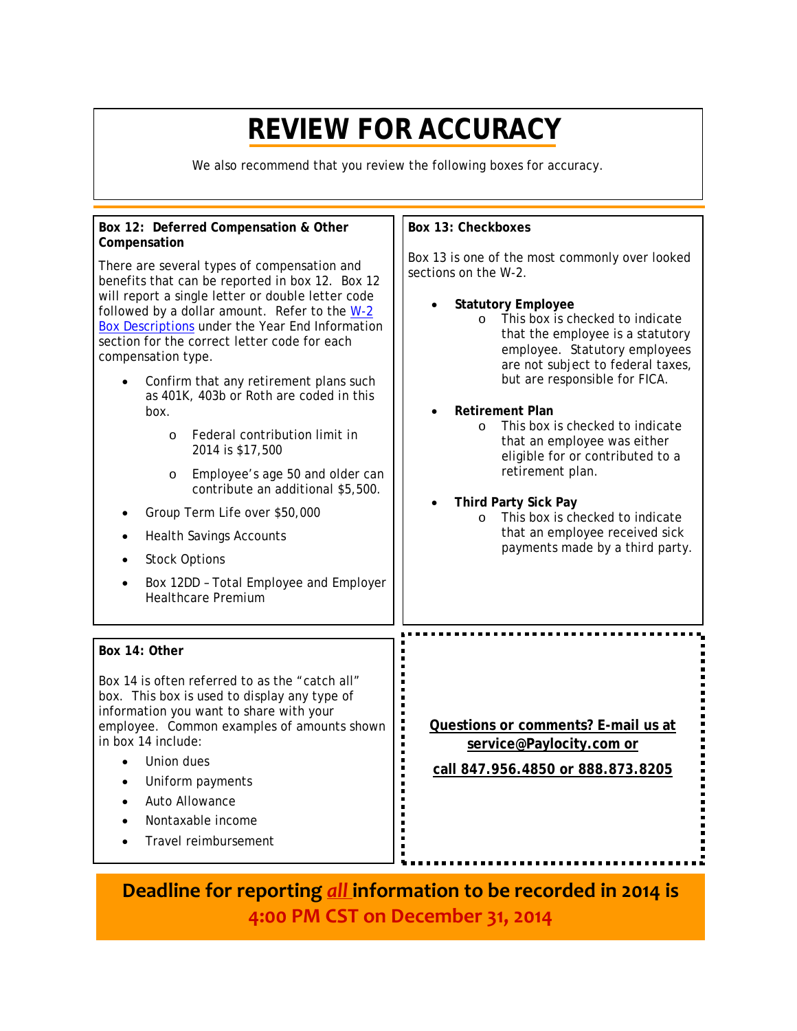# REVIEW FOR ACCURACY

We also recommend that you review the following boxes for accuracy.

**Box 12: Deferred Compensation & Other Compensation**

There are several types of compensation and benefits that can be reported in box 12. Box 12 will report a single letter or double letter code followed by a dollar amount. Refer to the W-2 Box Descriptions under the Year End Information section for the correct letter code for each compensation type.

- Confirm that any retirement plans such as 401K, 403b or Roth are coded in this box.
  - Federal contribution limit in 2014 is $17,500
  - Employee's age 50 and older can contribute an additional $5,500.
- Group Term Life over $50,000
- Health Savings Accounts
- Stock Options
- Box 12DD – Total Employee and Employer Healthcare Premium

**Box 13: Checkboxes**

Box 13 is one of the most commonly over looked sections on the W-2.

- **Statutory Employee**
  - This box is checked to indicate that the employee is a statutory employee. Statutory employees are not subject to federal taxes, but are responsible for FICA.
- **Retirement Plan**
  - This box is checked to indicate that an employee was either eligible for or contributed to a retirement plan.
- **Third Party Sick Pay**
  - This box is checked to indicate that an employee received sick payments made by a third party.

**Box 14: Other**

Box 14 is often referred to as the "catch all" box. This box is used to display any type of information you want to share with your employee. Common examples of amounts shown in box 14 include:

- Union dues
- Uniform payments
- Auto Allowance
- Nontaxable income
- Travel reimbursement

**Questions or comments? E-mail us at service@Paylocity.com or**

**call 847.956.4850 or 888.873.8205**

**Deadline for reporting *all* information to be recorded in 2014 is 4:00 PM CST on December 31, 2014**